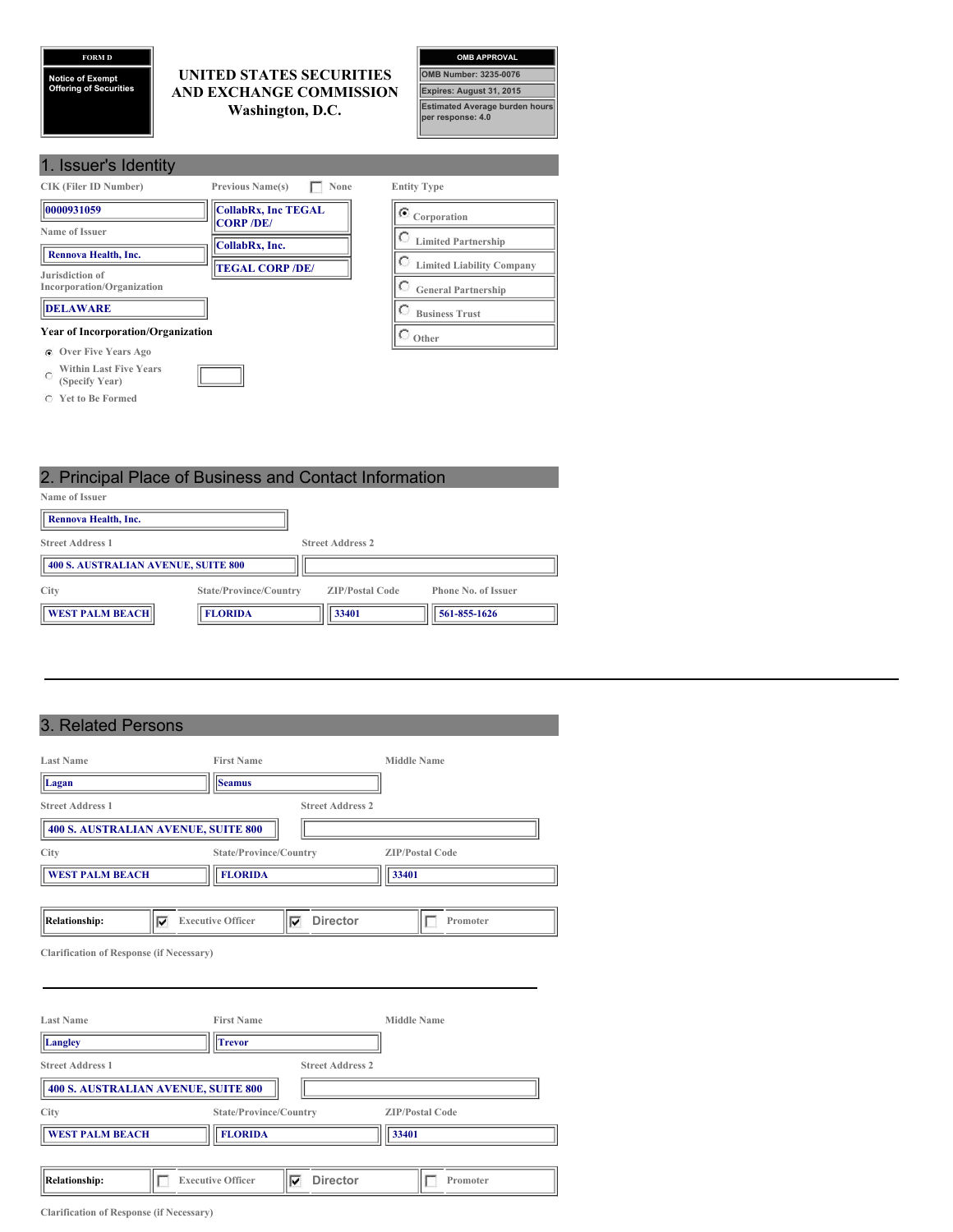**FORM D**

**Notice of Exempt Offering of Securities**

# UNITED STATES SECURITIES AND EXCHANGE COMMISSION
Washington, D.C.

| OMB APPROVAL |
|---|
| OMB Number: 3235-0076 |
| Expires: August 31, 2015 |
| Estimated Average burden hours per response: 4.0 |

## 1. Issuer's Identity

**CIK (Filer ID Number)**
0000931059

**Previous Name(s)** ☐ None
- CollabRx, Inc TEGAL CORP /DE/
- CollabRx, Inc.
- TEGAL CORP /DE/

**Entity Type**
- (●) Corporation
- ( ) Limited Partnership
- ( ) Limited Liability Company
- ( ) General Partnership
- ( ) Business Trust
- ( ) Other

**Name of Issuer**
Rennova Health, Inc.

**Jurisdiction of Incorporation/Organization**
DELAWARE

**Year of Incorporation/Organization**
- (●) Over Five Years Ago
- ( ) Within Last Five Years (Specify Year)
- ( ) Yet to Be Formed

## 2. Principal Place of Business and Contact Information

**Name of Issuer**
Rennova Health, Inc.

| Street Address 1 | Street Address 2 |
|---|---|
| 400 S. AUSTRALIAN AVENUE, SUITE 800 | |

| City | State/Province/Country | ZIP/Postal Code | Phone No. of Issuer |
|---|---|---|---|
| WEST PALM BEACH | FLORIDA | 33401 | 561-855-1626 |

## 3. Related Persons

| Last Name | First Name | Middle Name |
|---|---|---|
| Lagan | Seamus | |

| Street Address 1 | Street Address 2 |
|---|---|
| 400 S. AUSTRALIAN AVENUE, SUITE 800 | |

| City | State/Province/Country | ZIP/Postal Code |
|---|---|---|
| WEST PALM BEACH | FLORIDA | 33401 |

**Relationship:** ☑ Executive Officer ☑ Director ☐ Promoter

Clarification of Response (if Necessary)

---

| Last Name | First Name | Middle Name |
|---|---|---|
| Langley | Trevor | |

| Street Address 1 | Street Address 2 |
|---|---|
| 400 S. AUSTRALIAN AVENUE, SUITE 800 | |

| City | State/Province/Country | ZIP/Postal Code |
|---|---|---|
| WEST PALM BEACH | FLORIDA | 33401 |

**Relationship:** ☐ Executive Officer ☑ Director ☐ Promoter

Clarification of Response (if Necessary)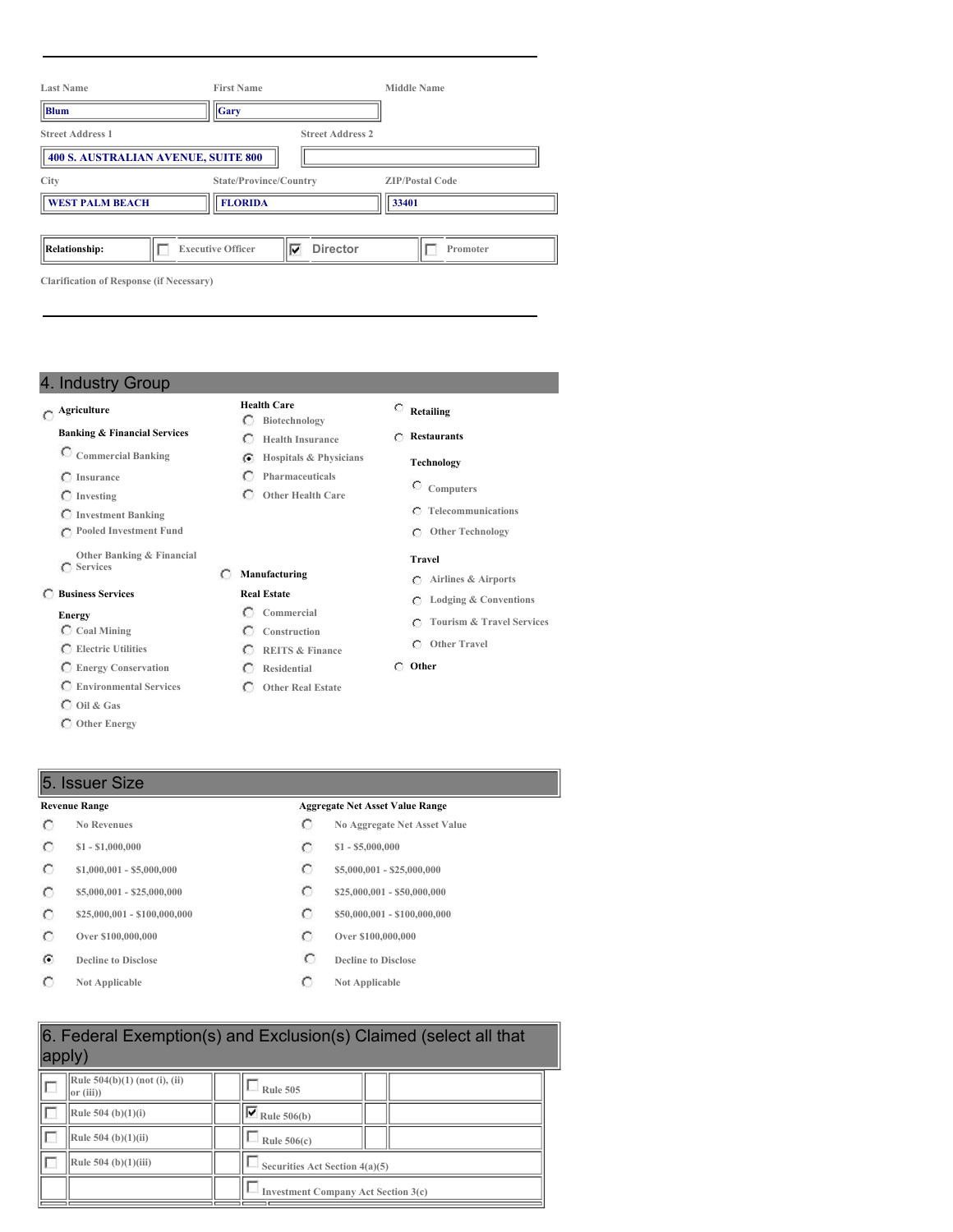| Last Name | First Name | Middle Name |
|---|---|---|
| Blum | Gary | |

| Street Address 1 | Street Address 2 |
|---|---|
| 400 S. AUSTRALIAN AVENUE, SUITE 800 | |

| City | State/Province/Country | ZIP/Postal Code |
|---|---|---|
| WEST PALM BEACH | FLORIDA | 33401 |

| Relationship: | ☐ Executive Officer | ☒ Director | ☐ Promoter |
|---|---|---|---|

Clarification of Response (if Necessary)

## 4. Industry Group

- ○ Agriculture
- **Banking & Financial Services**
  - ○ Commercial Banking
  - ○ Insurance
  - ○ Investing
  - ○ Investment Banking
  - ○ Pooled Investment Fund
  - ○ Other Banking & Financial Services
- ○ Business Services
- **Energy**
  - ○ Coal Mining
  - ○ Electric Utilities
  - ○ Energy Conservation
  - ○ Environmental Services
  - ○ Oil & Gas
  - ○ Other Energy
- **Health Care**
  - ○ Biotechnology
  - ○ Health Insurance
  - ◉ Hospitals & Physicians
  - ○ Pharmaceuticals
  - ○ Other Health Care
- ○ Manufacturing
- **Real Estate**
  - ○ Commercial
  - ○ Construction
  - ○ REITS & Finance
  - ○ Residential
  - ○ Other Real Estate
- ○ Retailing
- ○ Restaurants
- **Technology**
  - ○ Computers
  - ○ Telecommunications
  - ○ Other Technology
- **Travel**
  - ○ Airlines & Airports
  - ○ Lodging & Conventions
  - ○ Tourism & Travel Services
  - ○ Other Travel
- ○ Other

## 5. Issuer Size

| Revenue Range | Aggregate Net Asset Value Range |
|---|---|
| ○ No Revenues | ○ No Aggregate Net Asset Value |
| ○ $1 - $1,000,000 | ○ $1 - $5,000,000 |
| ○ $1,000,001 - $5,000,000 | ○ $5,000,001 - $25,000,000 |
| ○ $5,000,001 - $25,000,000 | ○ $25,000,001 - $50,000,000 |
| ○ $25,000,001 - $100,000,000 | ○ $50,000,001 - $100,000,000 |
| ○ Over $100,000,000 | ○ Over $100,000,000 |
| ◉ Decline to Disclose | ○ Decline to Disclose |
| ○ Not Applicable | ○ Not Applicable |

## 6. Federal Exemption(s) and Exclusion(s) Claimed (select all that apply)

| | | |
|---|---|---|
| ☐ Rule 504(b)(1) (not (i), (ii) or (iii)) | ☐ Rule 505 | |
| ☐ Rule 504 (b)(1)(i) | ☒ Rule 506(b) | |
| ☐ Rule 504 (b)(1)(ii) | ☐ Rule 506(c) | |
| ☐ Rule 504 (b)(1)(iii) | ☐ Securities Act Section 4(a)(5) | |
| | ☐ Investment Company Act Section 3(c) | |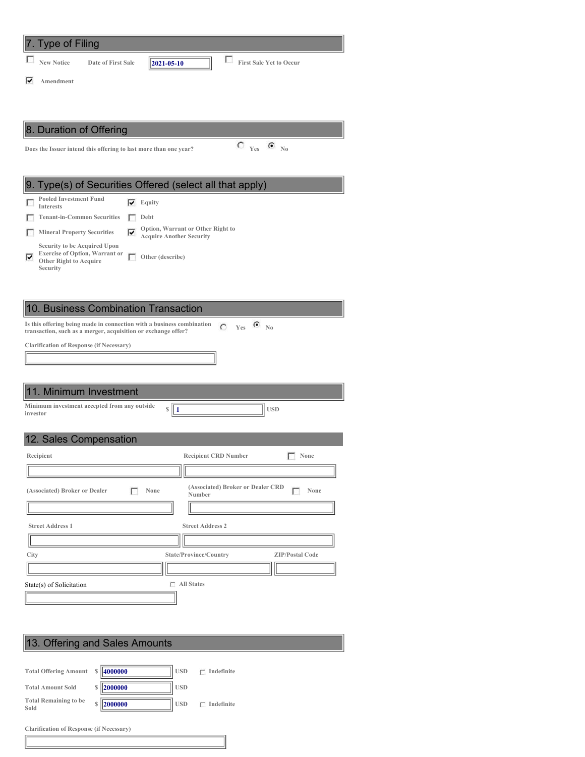## 7. Type of Filing

☐ New Notice  Date of First Sale: 2021-05-10  ☐ First Sale Yet to Occur

☑ Amendment

## 8. Duration of Offering

Does the Issuer intend this offering to last more than one year?  ○ Yes  ● No

## 9. Type(s) of Securities Offered (select all that apply)

- ☐ Pooled Investment Fund Interests
- ☑ Equity
- ☐ Tenant-in-Common Securities
- ☐ Debt
- ☐ Mineral Property Securities
- ☑ Option, Warrant or Other Right to Acquire Another Security
- ☑ Security to be Acquired Upon Exercise of Option, Warrant or Other Right to Acquire Security
- ☐ Other (describe)

## 10. Business Combination Transaction

Is this offering being made in connection with a business combination transaction, such as a merger, acquisition or exchange offer?  ○ Yes  ● No

Clarification of Response (if Necessary)

## 11. Minimum Investment

Minimum investment accepted from any outside investor: $ 1 USD

## 12. Sales Compensation

Recipient:  
Recipient CRD Number: ☐ None

(Associated) Broker or Dealer: ☐ None  
(Associated) Broker or Dealer CRD Number: ☐ None

Street Address 1:  
Street Address 2:

City:  
State/Province/Country:  
ZIP/Postal Code:

State(s) of Solicitation: ☐ All States

## 13. Offering and Sales Amounts

| | | | |
|---|---|---|---|
| Total Offering Amount | $ 4000000 | USD | ☐ Indefinite |
| Total Amount Sold | $ 2000000 | USD | |
| Total Remaining to be Sold | $ 2000000 | USD | ☐ Indefinite |

Clarification of Response (if Necessary)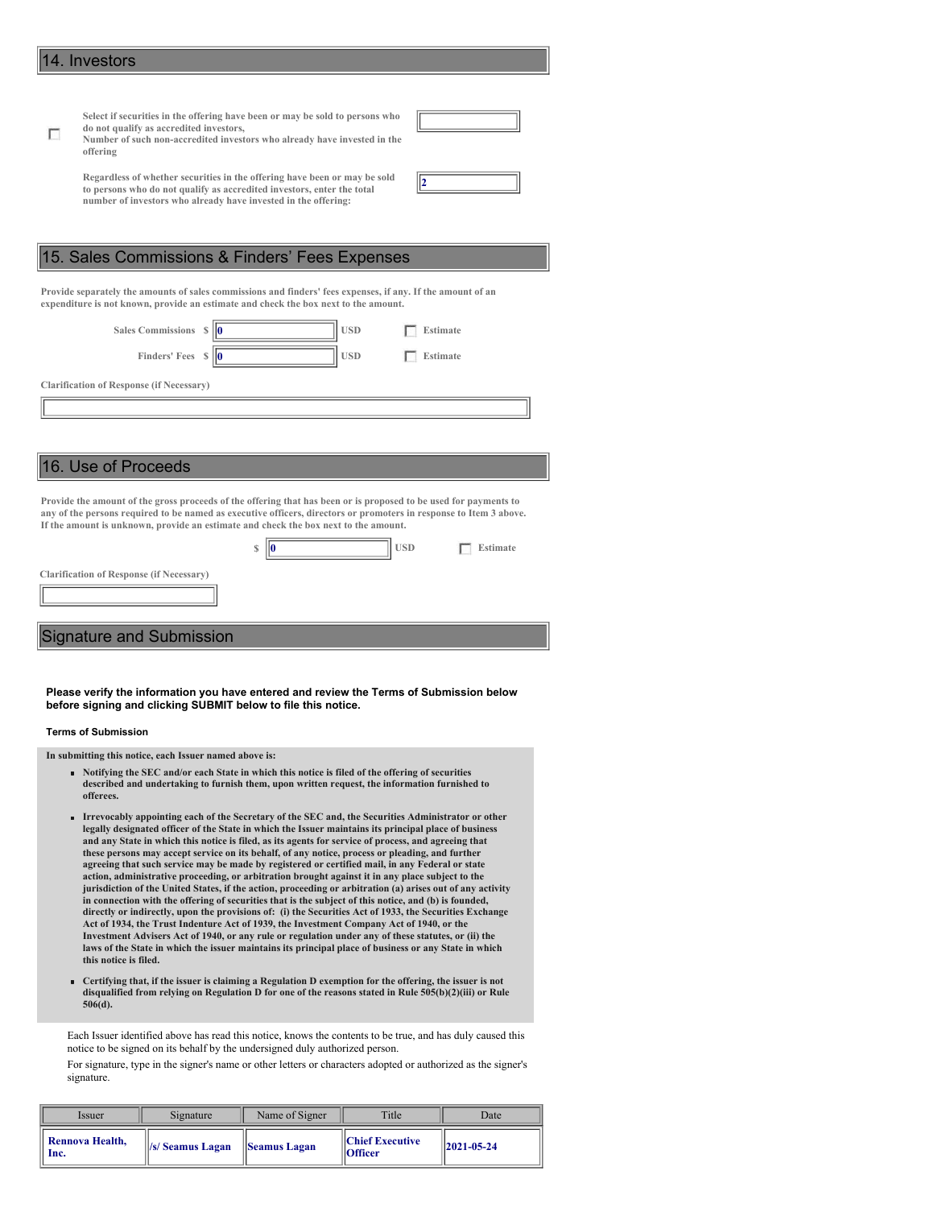## 14. Investors

☐ Select if securities in the offering have been or may be sold to persons who do not qualify as accredited investors,
Number of such non-accredited investors who already have invested in the offering

Regardless of whether securities in the offering have been or may be sold to persons who do not qualify as accredited investors, enter the total number of investors who already have invested in the offering: 2

## 15. Sales Commissions & Finders' Fees Expenses

Provide separately the amounts of sales commissions and finders' fees expenses, if any. If the amount of an expenditure is not known, provide an estimate and check the box next to the amount.

Sales Commissions $ 0 USD ☐ Estimate

Finders' Fees $ 0 USD ☐ Estimate

Clarification of Response (if Necessary)

## 16. Use of Proceeds

Provide the amount of the gross proceeds of the offering that has been or is proposed to be used for payments to any of the persons required to be named as executive officers, directors or promoters in response to Item 3 above. If the amount is unknown, provide an estimate and check the box next to the amount.

$ 0 USD ☐ Estimate

Clarification of Response (if Necessary)

## Signature and Submission

**Please verify the information you have entered and review the Terms of Submission below before signing and clicking SUBMIT below to file this notice.**

**Terms of Submission**

**In submitting this notice, each Issuer named above is:**

- **Notifying the SEC and/or each State in which this notice is filed of the offering of securities described and undertaking to furnish them, upon written request, the information furnished to offerees.**
- **Irrevocably appointing each of the Secretary of the SEC and, the Securities Administrator or other legally designated officer of the State in which the Issuer maintains its principal place of business and any State in which this notice is filed, as its agents for service of process, and agreeing that these persons may accept service on its behalf, of any notice, process or pleading, and further agreeing that such service may be made by registered or certified mail, in any Federal or state action, administrative proceeding, or arbitration brought against it in any place subject to the jurisdiction of the United States, if the action, proceeding or arbitration (a) arises out of any activity in connection with the offering of securities that is the subject of this notice, and (b) is founded, directly or indirectly, upon the provisions of: (i) the Securities Act of 1933, the Securities Exchange Act of 1934, the Trust Indenture Act of 1939, the Investment Company Act of 1940, or the Investment Advisers Act of 1940, or any rule or regulation under any of these statutes, or (ii) the laws of the State in which the issuer maintains its principal place of business or any State in which this notice is filed.**
- **Certifying that, if the issuer is claiming a Regulation D exemption for the offering, the issuer is not disqualified from relying on Regulation D for one of the reasons stated in Rule 505(b)(2)(iii) or Rule 506(d).**

Each Issuer identified above has read this notice, knows the contents to be true, and has duly caused this notice to be signed on its behalf by the undersigned duly authorized person.

For signature, type in the signer's name or other letters or characters adopted or authorized as the signer's signature.

| Issuer | Signature | Name of Signer | Title | Date |
|---|---|---|---|---|
| Rennova Health, Inc. | /s/ Seamus Lagan | Seamus Lagan | Chief Executive Officer | 2021-05-24 |